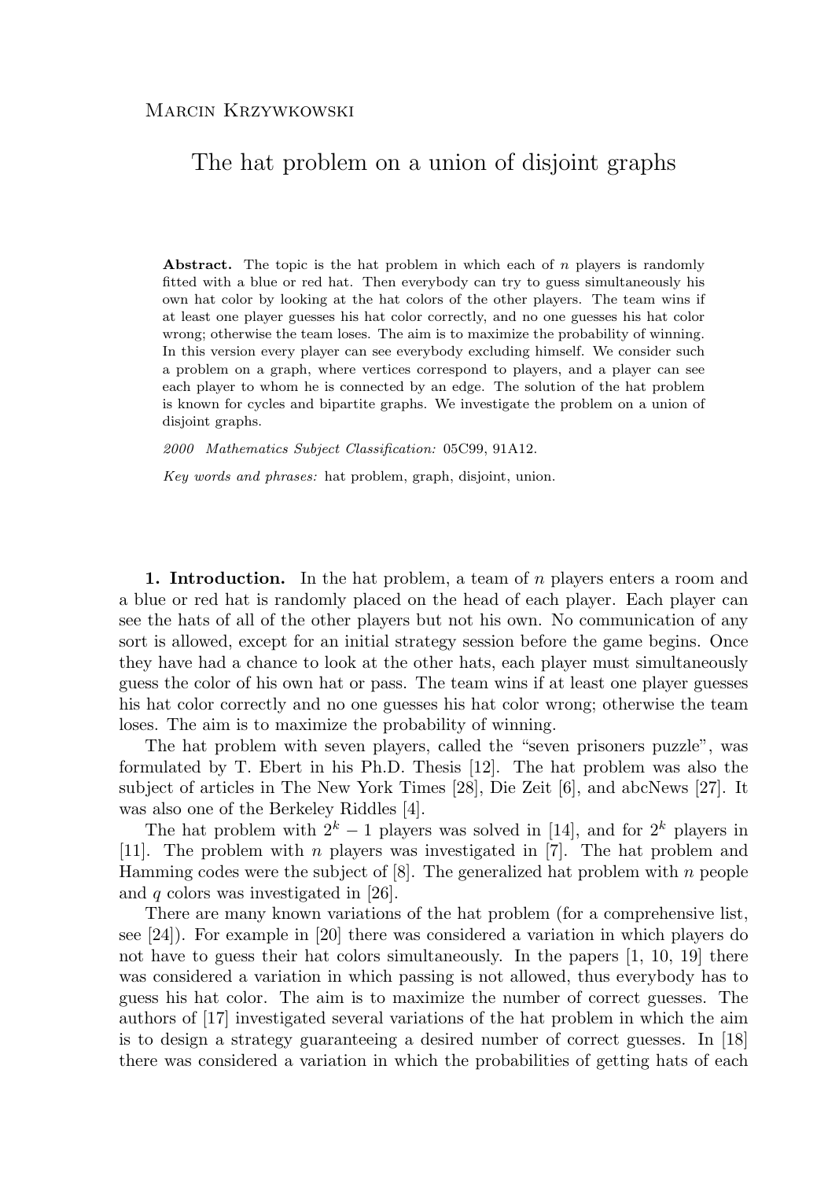Marcin Krzywkowski

# The hat problem on a union of disjoint graphs

**Abstract.** The topic is the hat problem in which each of $n$ players is randomly fitted with a blue or red hat. Then everybody can try to guess simultaneously his own hat color by looking at the hat colors of the other players. The team wins if at least one player guesses his hat color correctly, and no one guesses his hat color wrong; otherwise the team loses. The aim is to maximize the probability of winning. In this version every player can see everybody excluding himself. We consider such a problem on a graph, where vertices correspond to players, and a player can see each player to whom he is connected by an edge. The solution of the hat problem is known for cycles and bipartite graphs. We investigate the problem on a union of disjoint graphs.

*2000 Mathematics Subject Classification:* 05C99, 91A12.

*Key words and phrases:* hat problem, graph, disjoint, union.

**1. Introduction.** In the hat problem, a team of $n$ players enters a room and a blue or red hat is randomly placed on the head of each player. Each player can see the hats of all of the other players but not his own. No communication of any sort is allowed, except for an initial strategy session before the game begins. Once they have had a chance to look at the other hats, each player must simultaneously guess the color of his own hat or pass. The team wins if at least one player guesses his hat color correctly and no one guesses his hat color wrong; otherwise the team loses. The aim is to maximize the probability of winning.

The hat problem with seven players, called the "seven prisoners puzzle", was formulated by T. Ebert in his Ph.D. Thesis [12]. The hat problem was also the subject of articles in The New York Times [28], Die Zeit [6], and abcNews [27]. It was also one of the Berkeley Riddles [4].

The hat problem with $2^k - 1$ players was solved in [14], and for $2^k$ players in [11]. The problem with $n$ players was investigated in [7]. The hat problem and Hamming codes were the subject of [8]. The generalized hat problem with $n$ people and $q$ colors was investigated in [26].

There are many known variations of the hat problem (for a comprehensive list, see [24]). For example in [20] there was considered a variation in which players do not have to guess their hat colors simultaneously. In the papers [1, 10, 19] there was considered a variation in which passing is not allowed, thus everybody has to guess his hat color. The aim is to maximize the number of correct guesses. The authors of [17] investigated several variations of the hat problem in which the aim is to design a strategy guaranteeing a desired number of correct guesses. In [18] there was considered a variation in which the probabilities of getting hats of each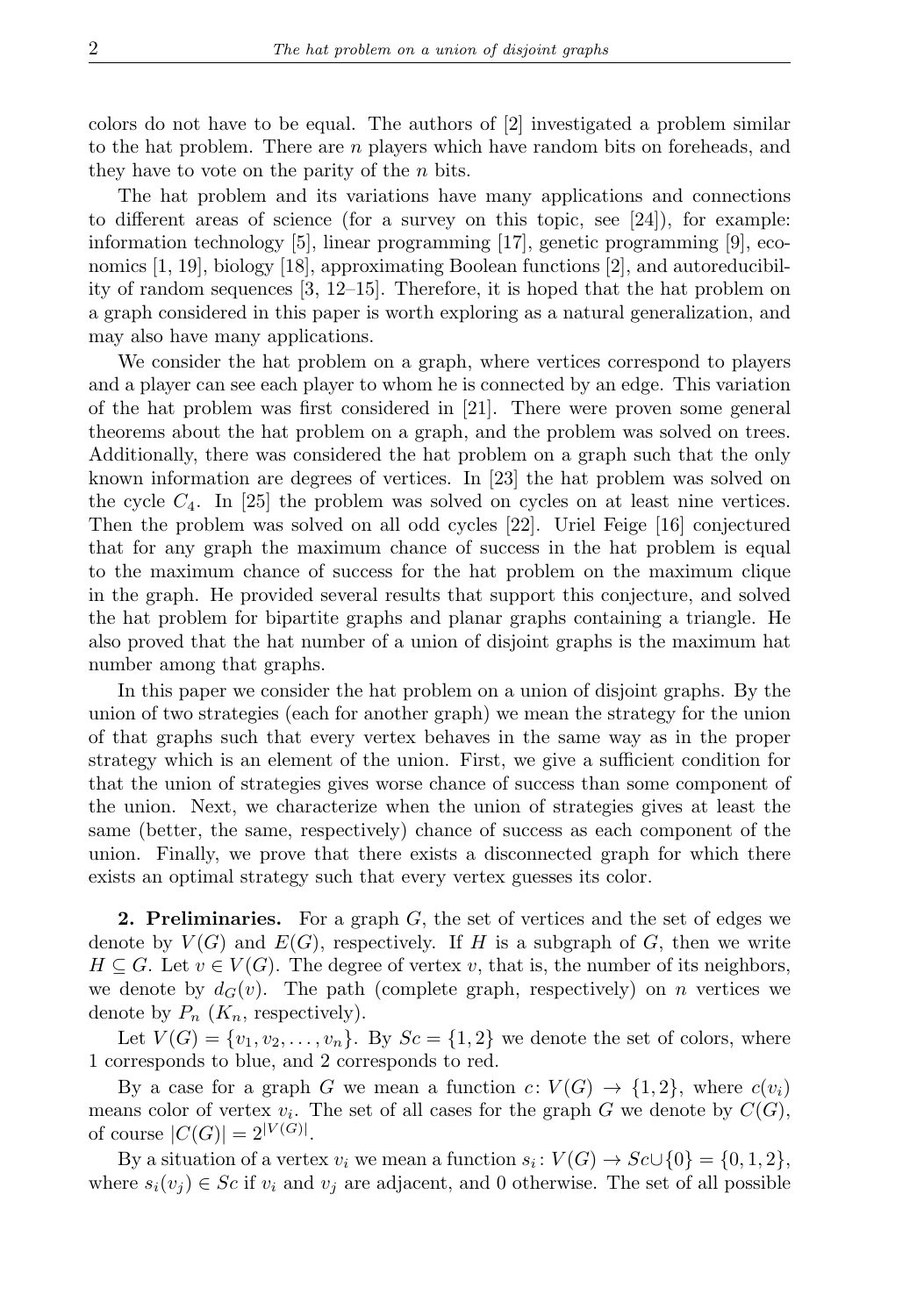colors do not have to be equal. The authors of [2] investigated a problem similar to the hat problem. There are $n$ players which have random bits on foreheads, and they have to vote on the parity of the $n$ bits.

The hat problem and its variations have many applications and connections to different areas of science (for a survey on this topic, see [24]), for example: information technology [5], linear programming [17], genetic programming [9], economics [1, 19], biology [18], approximating Boolean functions [2], and autoreducibility of random sequences [3, 12–15]. Therefore, it is hoped that the hat problem on a graph considered in this paper is worth exploring as a natural generalization, and may also have many applications.

We consider the hat problem on a graph, where vertices correspond to players and a player can see each player to whom he is connected by an edge. This variation of the hat problem was first considered in [21]. There were proven some general theorems about the hat problem on a graph, and the problem was solved on trees. Additionally, there was considered the hat problem on a graph such that the only known information are degrees of vertices. In [23] the hat problem was solved on the cycle $C_4$. In [25] the problem was solved on cycles on at least nine vertices. Then the problem was solved on all odd cycles [22]. Uriel Feige [16] conjectured that for any graph the maximum chance of success in the hat problem is equal to the maximum chance of success for the hat problem on the maximum clique in the graph. He provided several results that support this conjecture, and solved the hat problem for bipartite graphs and planar graphs containing a triangle. He also proved that the hat number of a union of disjoint graphs is the maximum hat number among that graphs.

In this paper we consider the hat problem on a union of disjoint graphs. By the union of two strategies (each for another graph) we mean the strategy for the union of that graphs such that every vertex behaves in the same way as in the proper strategy which is an element of the union. First, we give a sufficient condition for that the union of strategies gives worse chance of success than some component of the union. Next, we characterize when the union of strategies gives at least the same (better, the same, respectively) chance of success as each component of the union. Finally, we prove that there exists a disconnected graph for which there exists an optimal strategy such that every vertex guesses its color.

**2. Preliminaries.** For a graph $G$, the set of vertices and the set of edges we denote by $V(G)$ and $E(G)$, respectively. If $H$ is a subgraph of $G$, then we write $H \subseteq G$. Let $v \in V(G)$. The degree of vertex $v$, that is, the number of its neighbors, we denote by $d_G(v)$. The path (complete graph, respectively) on $n$ vertices we denote by $P_n$ ($K_n$, respectively).

Let $V(G) = \{v_1, v_2, \ldots, v_n\}$. By $Sc = \{1, 2\}$ we denote the set of colors, where 1 corresponds to blue, and 2 corresponds to red.

By a case for a graph $G$ we mean a function $c\colon V(G) \to \{1, 2\}$, where $c(v_i)$ means color of vertex $v_i$. The set of all cases for the graph $G$ we denote by $C(G)$, of course $|C(G)| = 2^{|V(G)|}$.

By a situation of a vertex $v_i$ we mean a function $s_i\colon V(G) \to Sc \cup \{0\} = \{0, 1, 2\}$, where $s_i(v_j) \in Sc$ if $v_i$ and $v_j$ are adjacent, and 0 otherwise. The set of all possible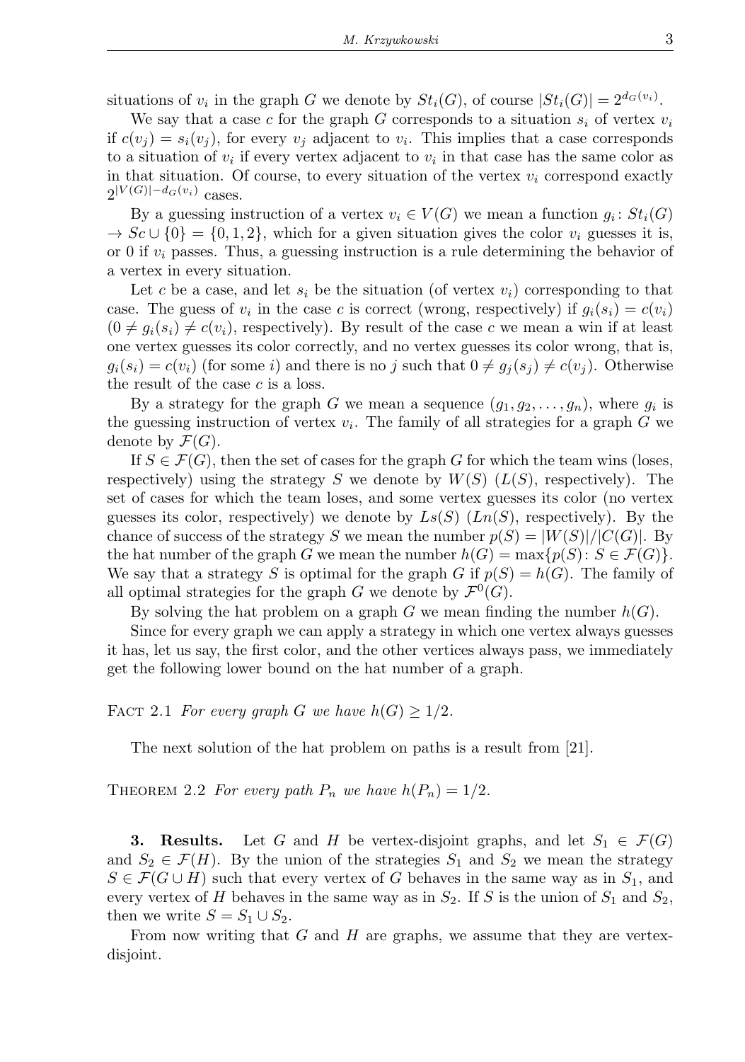situations of $v_i$ in the graph $G$ we denote by $St_i(G)$, of course $|St_i(G)| = 2^{d_G(v_i)}$.

We say that a case $c$ for the graph $G$ corresponds to a situation $s_i$ of vertex $v_i$ if $c(v_j) = s_i(v_j)$, for every $v_j$ adjacent to $v_i$. This implies that a case corresponds to a situation of $v_i$ if every vertex adjacent to $v_i$ in that case has the same color as in that situation. Of course, to every situation of the vertex $v_i$ correspond exactly $2^{|V(G)|-d_G(v_i)}$ cases.

By a guessing instruction of a vertex $v_i \in V(G)$ we mean a function $g_i \colon St_i(G) \to Sc \cup \{0\} = \{0, 1, 2\}$, which for a given situation gives the color $v_i$ guesses it is, or 0 if $v_i$ passes. Thus, a guessing instruction is a rule determining the behavior of a vertex in every situation.

Let $c$ be a case, and let $s_i$ be the situation (of vertex $v_i$) corresponding to that case. The guess of $v_i$ in the case $c$ is correct (wrong, respectively) if $g_i(s_i) = c(v_i)$ $(0 \neq g_i(s_i) \neq c(v_i)$, respectively). By result of the case $c$ we mean a win if at least one vertex guesses its color correctly, and no vertex guesses its color wrong, that is, $g_i(s_i) = c(v_i)$ (for some $i$) and there is no $j$ such that $0 \neq g_j(s_j) \neq c(v_j)$. Otherwise the result of the case $c$ is a loss.

By a strategy for the graph $G$ we mean a sequence $(g_1, g_2, \ldots, g_n)$, where $g_i$ is the guessing instruction of vertex $v_i$. The family of all strategies for a graph $G$ we denote by $\mathcal{F}(G)$.

If $S \in \mathcal{F}(G)$, then the set of cases for the graph $G$ for which the team wins (loses, respectively) using the strategy $S$ we denote by $W(S)$ ($L(S)$, respectively). The set of cases for which the team loses, and some vertex guesses its color (no vertex guesses its color, respectively) we denote by $Ls(S)$ ($Ln(S)$, respectively). By the chance of success of the strategy $S$ we mean the number $p(S) = |W(S)|/|C(G)|$. By the hat number of the graph $G$ we mean the number $h(G) = \max\{p(S) \colon S \in \mathcal{F}(G)\}$. We say that a strategy $S$ is optimal for the graph $G$ if $p(S) = h(G)$. The family of all optimal strategies for the graph $G$ we denote by $\mathcal{F}^0(G)$.

By solving the hat problem on a graph $G$ we mean finding the number $h(G)$.

Since for every graph we can apply a strategy in which one vertex always guesses it has, let us say, the first color, and the other vertices always pass, we immediately get the following lower bound on the hat number of a graph.

Fact 2.1 *For every graph $G$ we have $h(G) \geq 1/2$.*

The next solution of the hat problem on paths is a result from [21].

Theorem 2.2 *For every path $P_n$ we have $h(P_n) = 1/2$.*

**3. Results.** Let $G$ and $H$ be vertex-disjoint graphs, and let $S_1 \in \mathcal{F}(G)$ and $S_2 \in \mathcal{F}(H)$. By the union of the strategies $S_1$ and $S_2$ we mean the strategy $S \in \mathcal{F}(G \cup H)$ such that every vertex of $G$ behaves in the same way as in $S_1$, and every vertex of $H$ behaves in the same way as in $S_2$. If $S$ is the union of $S_1$ and $S_2$, then we write $S = S_1 \cup S_2$.

From now writing that $G$ and $H$ are graphs, we assume that they are vertex-disjoint.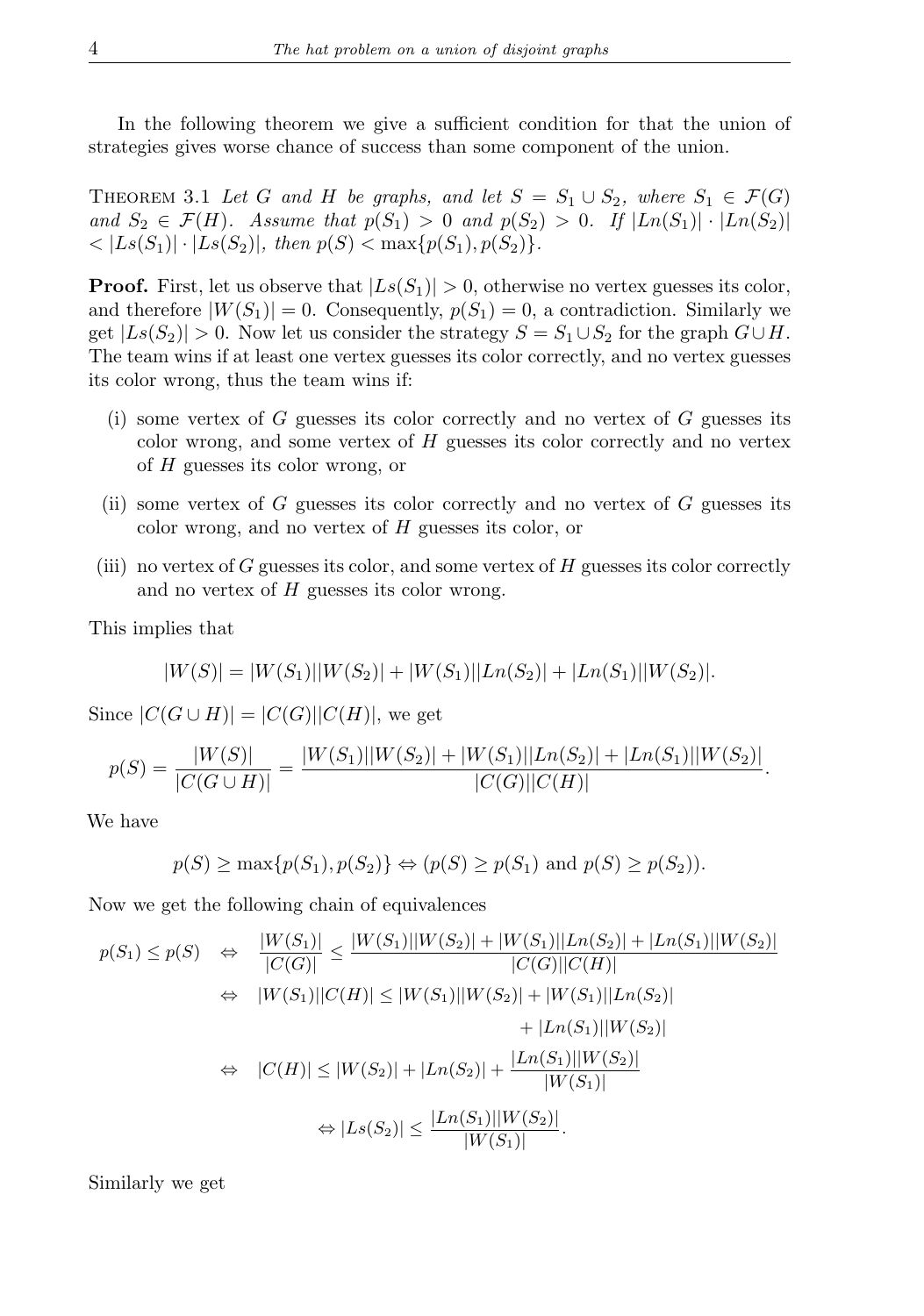In the following theorem we give a sufficient condition for that the union of strategies gives worse chance of success than some component of the union.

THEOREM 3.1 *Let $G$ and $H$ be graphs, and let $S = S_1 \cup S_2$, where $S_1 \in \mathcal{F}(G)$ and $S_2 \in \mathcal{F}(H)$. Assume that $p(S_1) > 0$ and $p(S_2) > 0$. If $|Ln(S_1)| \cdot |Ln(S_2)| < |Ls(S_1)| \cdot |Ls(S_2)|$, then $p(S) < \max\{p(S_1), p(S_2)\}$.*

**Proof.** First, let us observe that $|Ls(S_1)| > 0$, otherwise no vertex guesses its color, and therefore $|W(S_1)| = 0$. Consequently, $p(S_1) = 0$, a contradiction. Similarly we get $|Ls(S_2)| > 0$. Now let us consider the strategy $S = S_1 \cup S_2$ for the graph $G \cup H$. The team wins if at least one vertex guesses its color correctly, and no vertex guesses its color wrong, thus the team wins if:

(i) some vertex of $G$ guesses its color correctly and no vertex of $G$ guesses its color wrong, and some vertex of $H$ guesses its color correctly and no vertex of $H$ guesses its color wrong, or

(ii) some vertex of $G$ guesses its color correctly and no vertex of $G$ guesses its color wrong, and no vertex of $H$ guesses its color, or

(iii) no vertex of $G$ guesses its color, and some vertex of $H$ guesses its color correctly and no vertex of $H$ guesses its color wrong.

This implies that

$$|W(S)| = |W(S_1)||W(S_2)| + |W(S_1)||Ln(S_2)| + |Ln(S_1)||W(S_2)|.$$

Since $|C(G \cup H)| = |C(G)||C(H)|$, we get

$$p(S) = \frac{|W(S)|}{|C(G \cup H)|} = \frac{|W(S_1)||W(S_2)| + |W(S_1)||Ln(S_2)| + |Ln(S_1)||W(S_2)|}{|C(G)||C(H)|}.$$

We have

$$p(S) \geq \max\{p(S_1), p(S_2)\} \Leftrightarrow (p(S) \geq p(S_1) \text{ and } p(S) \geq p(S_2)).$$

Now we get the following chain of equivalences

$$\begin{aligned}
p(S_1) \leq p(S) \quad &\Leftrightarrow \quad \frac{|W(S_1)|}{|C(G)|} \leq \frac{|W(S_1)||W(S_2)| + |W(S_1)||Ln(S_2)| + |Ln(S_1)||W(S_2)|}{|C(G)||C(H)|} \\
&\Leftrightarrow \quad |W(S_1)||C(H)| \leq |W(S_1)||W(S_2)| + |W(S_1)||Ln(S_2)| \\
&\qquad\qquad + |Ln(S_1)||W(S_2)| \\
&\Leftrightarrow \quad |C(H)| \leq |W(S_2)| + |Ln(S_2)| + \frac{|Ln(S_1)||W(S_2)|}{|W(S_1)|} \\
&\Leftrightarrow |Ls(S_2)| \leq \frac{|Ln(S_1)||W(S_2)|}{|W(S_1)|}.
\end{aligned}$$

Similarly we get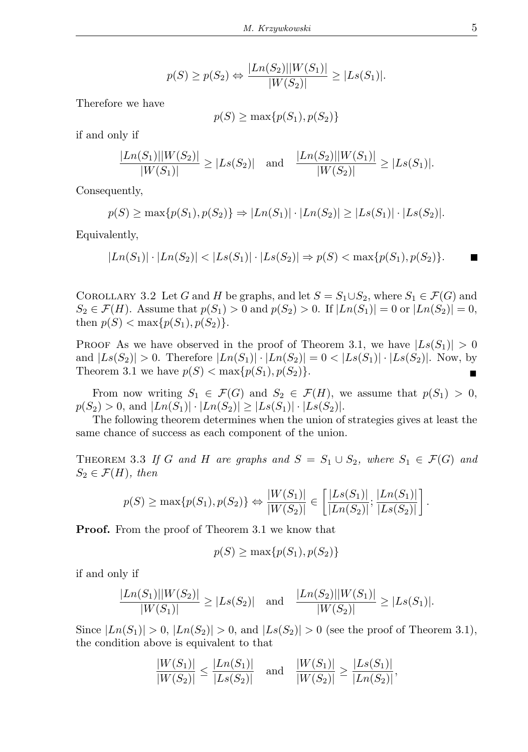$$p(S) \geq p(S_2) \Leftrightarrow \frac{|Ln(S_2)||W(S_1)|}{|W(S_2)|} \geq |Ls(S_1)|.$$

Therefore we have

$$p(S) \geq \max\{p(S_1), p(S_2)\}$$

if and only if

$$\frac{|Ln(S_1)||W(S_2)|}{|W(S_1)|} \geq |Ls(S_2)| \quad \text{and} \quad \frac{|Ln(S_2)||W(S_1)|}{|W(S_2)|} \geq |Ls(S_1)|.$$

Consequently,

$$p(S) \geq \max\{p(S_1), p(S_2)\} \Rightarrow |Ln(S_1)| \cdot |Ln(S_2)| \geq |Ls(S_1)| \cdot |Ls(S_2)|.$$

Equivalently,

$$|Ln(S_1)| \cdot |Ln(S_2)| < |Ls(S_1)| \cdot |Ls(S_2)| \Rightarrow p(S) < \max\{p(S_1), p(S_2)\}. \qquad \blacksquare$$

Corollary 3.2 Let $G$ and $H$ be graphs, and let $S = S_1 \cup S_2$, where $S_1 \in \mathcal{F}(G)$ and $S_2 \in \mathcal{F}(H)$. Assume that $p(S_1) > 0$ and $p(S_2) > 0$. If $|Ln(S_1)| = 0$ or $|Ln(S_2)| = 0$, then $p(S) < \max\{p(S_1), p(S_2)\}$.

Proof As we have observed in the proof of Theorem 3.1, we have $|Ls(S_1)| > 0$ and $|Ls(S_2)| > 0$. Therefore $|Ln(S_1)| \cdot |Ln(S_2)| = 0 < |Ls(S_1)| \cdot |Ls(S_2)|$. Now, by Theorem 3.1 we have $p(S) < \max\{p(S_1), p(S_2)\}$. $\blacksquare$

From now writing $S_1 \in \mathcal{F}(G)$ and $S_2 \in \mathcal{F}(H)$, we assume that $p(S_1) > 0$, $p(S_2) > 0$, and $|Ln(S_1)| \cdot |Ln(S_2)| \geq |Ls(S_1)| \cdot |Ls(S_2)|$.

The following theorem determines when the union of strategies gives at least the same chance of success as each component of the union.

Theorem 3.3 *If $G$ and $H$ are graphs and $S = S_1 \cup S_2$, where $S_1 \in \mathcal{F}(G)$ and $S_2 \in \mathcal{F}(H)$, then*

$$p(S) \geq \max\{p(S_1), p(S_2)\} \Leftrightarrow \frac{|W(S_1)|}{|W(S_2)|} \in \left[\frac{|Ls(S_1)|}{|Ln(S_2)|}; \frac{|Ln(S_1)|}{|Ls(S_2)|}\right].$$

**Proof.** From the proof of Theorem 3.1 we know that

$$p(S) \geq \max\{p(S_1), p(S_2)\}$$

if and only if

$$\frac{|Ln(S_1)||W(S_2)|}{|W(S_1)|} \geq |Ls(S_2)| \quad \text{and} \quad \frac{|Ln(S_2)||W(S_1)|}{|W(S_2)|} \geq |Ls(S_1)|.$$

Since $|Ln(S_1)| > 0$, $|Ln(S_2)| > 0$, and $|Ls(S_2)| > 0$ (see the proof of Theorem 3.1), the condition above is equivalent to that

$$\frac{|W(S_1)|}{|W(S_2)|} \leq \frac{|Ln(S_1)|}{|Ls(S_2)|} \quad \text{and} \quad \frac{|W(S_1)|}{|W(S_2)|} \geq \frac{|Ls(S_1)|}{|Ln(S_2)|},$$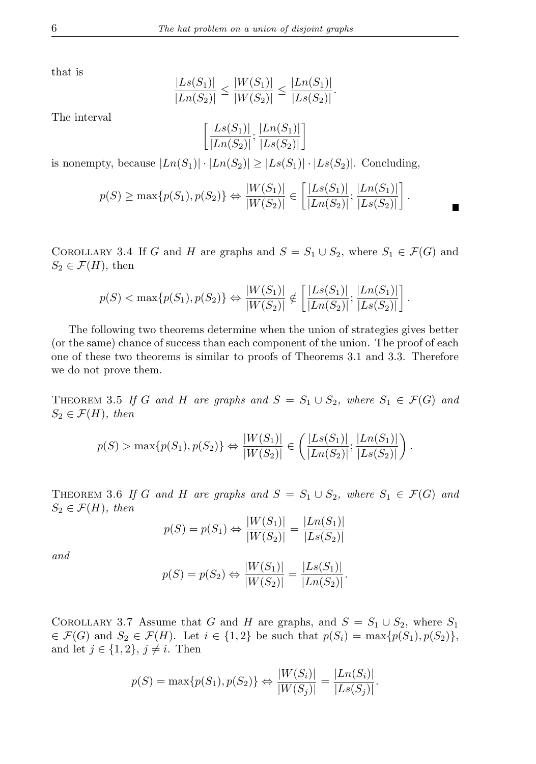that is

$$\frac{|Ls(S_1)|}{|Ln(S_2)|} \le \frac{|W(S_1)|}{|W(S_2)|} \le \frac{|Ln(S_1)|}{|Ls(S_2)|}.$$

The interval

$$\left[\frac{|Ls(S_1)|}{|Ln(S_2)|}; \frac{|Ln(S_1)|}{|Ls(S_2)|}\right]$$

is nonempty, because $|Ln(S_1)| \cdot |Ln(S_2)| \ge |Ls(S_1)| \cdot |Ls(S_2)|$. Concluding,

$$p(S) \ge \max\{p(S_1), p(S_2)\} \Leftrightarrow \frac{|W(S_1)|}{|W(S_2)|} \in \left[\frac{|Ls(S_1)|}{|Ln(S_2)|}; \frac{|Ln(S_1)|}{|Ls(S_2)|}\right].$$

■

Corollary 3.4 If $G$ and $H$ are graphs and $S = S_1 \cup S_2$, where $S_1 \in \mathcal{F}(G)$ and $S_2 \in \mathcal{F}(H)$, then

$$p(S) < \max\{p(S_1), p(S_2)\} \Leftrightarrow \frac{|W(S_1)|}{|W(S_2)|} \notin \left[\frac{|Ls(S_1)|}{|Ln(S_2)|}; \frac{|Ln(S_1)|}{|Ls(S_2)|}\right].$$

The following two theorems determine when the union of strategies gives better (or the same) chance of success than each component of the union. The proof of each one of these two theorems is similar to proofs of Theorems 3.1 and 3.3. Therefore we do not prove them.

Theorem 3.5 *If $G$ and $H$ are graphs and $S = S_1 \cup S_2$, where $S_1 \in \mathcal{F}(G)$ and $S_2 \in \mathcal{F}(H)$, then*

$$p(S) > \max\{p(S_1), p(S_2)\} \Leftrightarrow \frac{|W(S_1)|}{|W(S_2)|} \in \left(\frac{|Ls(S_1)|}{|Ln(S_2)|}; \frac{|Ln(S_1)|}{|Ls(S_2)|}\right).$$

Theorem 3.6 *If $G$ and $H$ are graphs and $S = S_1 \cup S_2$, where $S_1 \in \mathcal{F}(G)$ and $S_2 \in \mathcal{F}(H)$, then*

$$p(S) = p(S_1) \Leftrightarrow \frac{|W(S_1)|}{|W(S_2)|} = \frac{|Ln(S_1)|}{|Ls(S_2)|}$$

*and*

$$p(S) = p(S_2) \Leftrightarrow \frac{|W(S_1)|}{|W(S_2)|} = \frac{|Ls(S_1)|}{|Ln(S_2)|}.$$

Corollary 3.7 Assume that $G$ and $H$ are graphs, and $S = S_1 \cup S_2$, where $S_1 \in \mathcal{F}(G)$ and $S_2 \in \mathcal{F}(H)$. Let $i \in \{1, 2\}$ be such that $p(S_i) = \max\{p(S_1), p(S_2)\}$, and let $j \in \{1, 2\}$, $j \ne i$. Then

$$p(S) = \max\{p(S_1), p(S_2)\} \Leftrightarrow \frac{|W(S_i)|}{|W(S_j)|} = \frac{|Ln(S_i)|}{|Ls(S_j)|}.$$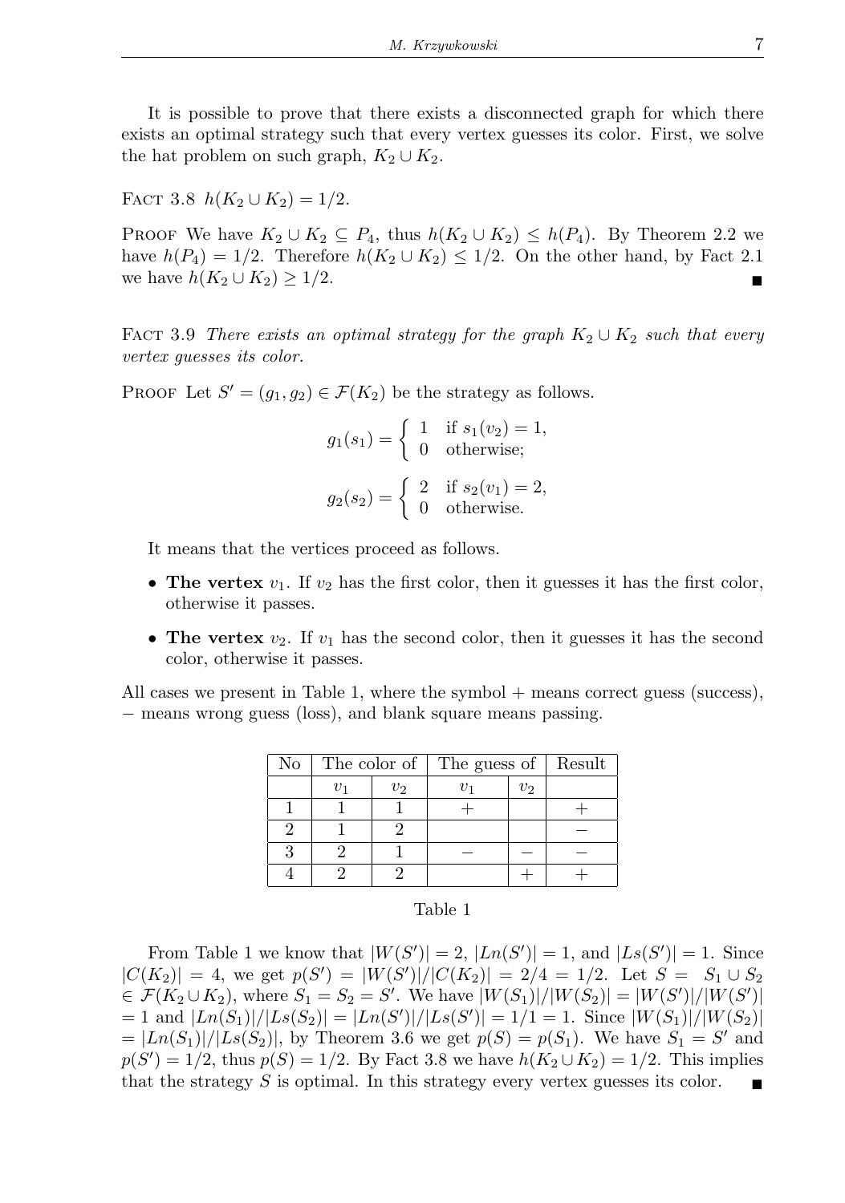It is possible to prove that there exists a disconnected graph for which there exists an optimal strategy such that every vertex guesses its color. First, we solve the hat problem on such graph, $K_2 \cup K_2$.

Fact 3.8 $h(K_2 \cup K_2) = 1/2$.

Proof We have $K_2 \cup K_2 \subseteq P_4$, thus $h(K_2 \cup K_2) \leq h(P_4)$. By Theorem 2.2 we have $h(P_4) = 1/2$. Therefore $h(K_2 \cup K_2) \leq 1/2$. On the other hand, by Fact 2.1 we have $h(K_2 \cup K_2) \geq 1/2$. ∎

Fact 3.9 *There exists an optimal strategy for the graph $K_2 \cup K_2$ such that every vertex guesses its color.*

Proof Let $S' = (g_1, g_2) \in \mathcal{F}(K_2)$ be the strategy as follows.

$$g_1(s_1) = \begin{cases} 1 & \text{if } s_1(v_2) = 1, \\ 0 & \text{otherwise;} \end{cases}$$

$$g_2(s_2) = \begin{cases} 2 & \text{if } s_2(v_1) = 2, \\ 0 & \text{otherwise.} \end{cases}$$

It means that the vertices proceed as follows.

- **The vertex** $v_1$. If $v_2$ has the first color, then it guesses it has the first color, otherwise it passes.
- **The vertex** $v_2$. If $v_1$ has the second color, then it guesses it has the second color, otherwise it passes.

All cases we present in Table 1, where the symbol + means correct guess (success), − means wrong guess (loss), and blank square means passing.

| No | The color of | | The guess of | | Result |
|---|---|---|---|---|---|
| | $v_1$ | $v_2$ | $v_1$ | $v_2$ | |
| 1 | 1 | 1 | + | | + |
| 2 | 1 | 2 | | | − |
| 3 | 2 | 1 | − | − | − |
| 4 | 2 | 2 | | + | + |

Table 1

From Table 1 we know that $|W(S')| = 2$, $|Ln(S')| = 1$, and $|Ls(S')| = 1$. Since $|C(K_2)| = 4$, we get $p(S') = |W(S')|/|C(K_2)| = 2/4 = 1/2$. Let $S = S_1 \cup S_2 \in \mathcal{F}(K_2 \cup K_2)$, where $S_1 = S_2 = S'$. We have $|W(S_1)|/|W(S_2)| = |W(S')|/|W(S')| = 1$ and $|Ln(S_1)|/|Ls(S_2)| = |Ln(S')|/|Ls(S')| = 1/1 = 1$. Since $|W(S_1)|/|W(S_2)| = |Ln(S_1)|/|Ls(S_2)|$, by Theorem 3.6 we get $p(S) = p(S_1)$. We have $S_1 = S'$ and $p(S') = 1/2$, thus $p(S) = 1/2$. By Fact 3.8 we have $h(K_2 \cup K_2) = 1/2$. This implies that the strategy $S$ is optimal. In this strategy every vertex guesses its color. ∎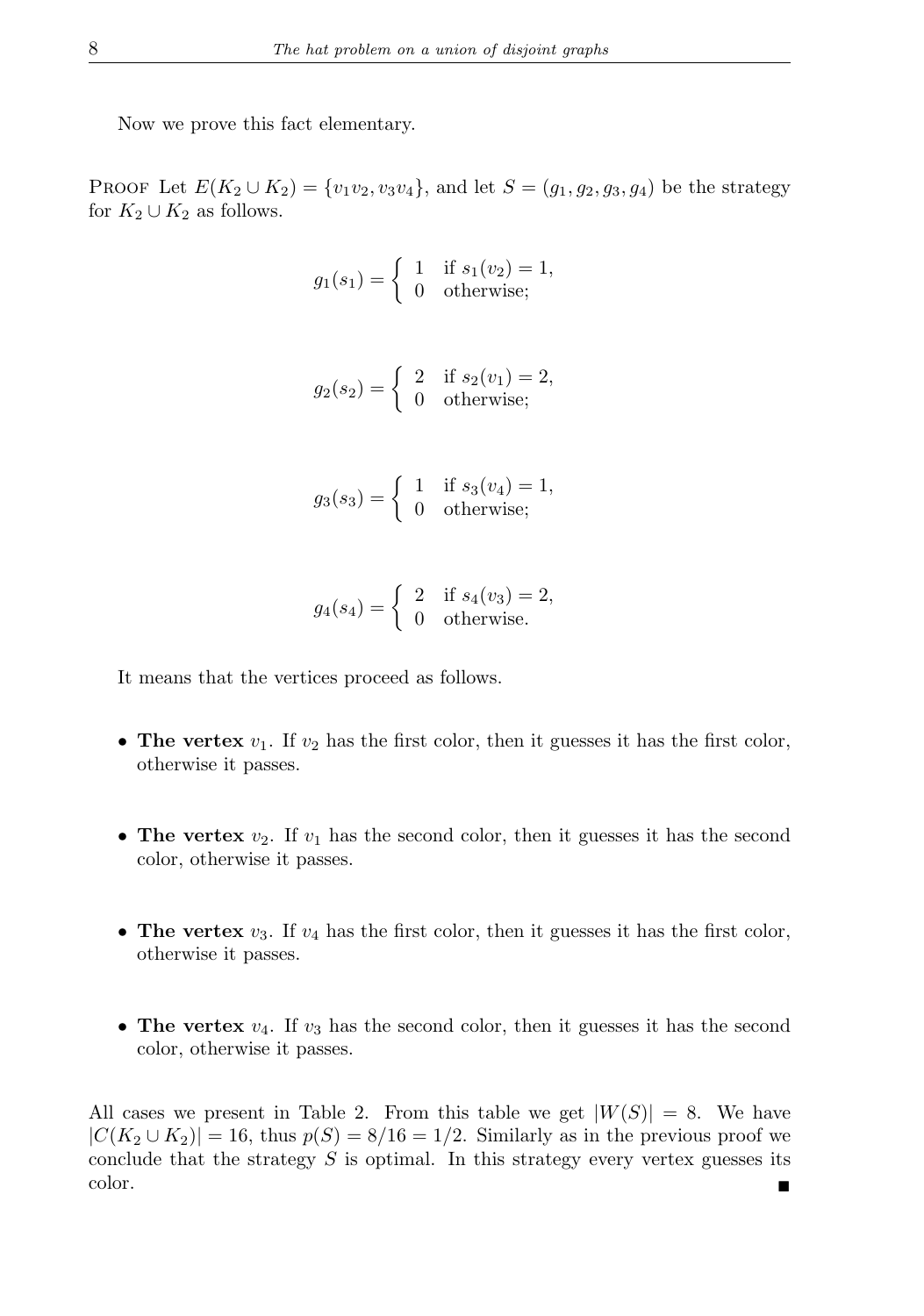Now we prove this fact elementary.

Proof Let $E(K_2 \cup K_2) = \{v_1v_2, v_3v_4\}$, and let $S = (g_1, g_2, g_3, g_4)$ be the strategy for $K_2 \cup K_2$ as follows.

$$g_1(s_1) = \begin{cases} 1 & \text{if } s_1(v_2) = 1, \\ 0 & \text{otherwise;} \end{cases}$$

$$g_2(s_2) = \begin{cases} 2 & \text{if } s_2(v_1) = 2, \\ 0 & \text{otherwise;} \end{cases}$$

$$g_3(s_3) = \begin{cases} 1 & \text{if } s_3(v_4) = 1, \\ 0 & \text{otherwise;} \end{cases}$$

$$g_4(s_4) = \begin{cases} 2 & \text{if } s_4(v_3) = 2, \\ 0 & \text{otherwise.} \end{cases}$$

It means that the vertices proceed as follows.

- **The vertex** $v_1$. If $v_2$ has the first color, then it guesses it has the first color, otherwise it passes.
- **The vertex** $v_2$. If $v_1$ has the second color, then it guesses it has the second color, otherwise it passes.
- **The vertex** $v_3$. If $v_4$ has the first color, then it guesses it has the first color, otherwise it passes.
- **The vertex** $v_4$. If $v_3$ has the second color, then it guesses it has the second color, otherwise it passes.

All cases we present in Table 2. From this table we get $|W(S)| = 8$. We have $|C(K_2 \cup K_2)| = 16$, thus $p(S) = 8/16 = 1/2$. Similarly as in the previous proof we conclude that the strategy $S$ is optimal. In this strategy every vertex guesses its color. ■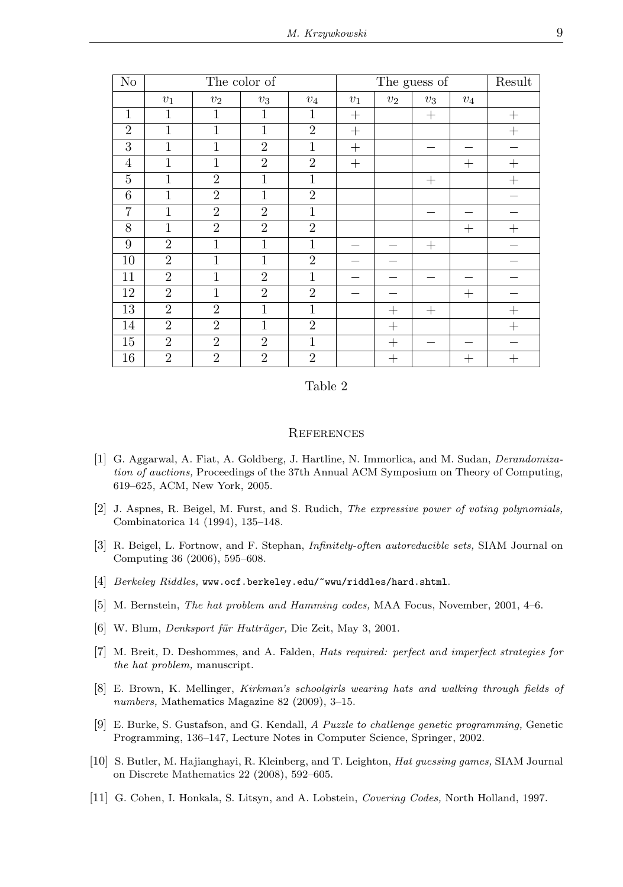| No | The color of | | | | The guess of | | | | Result |
|---|---|---|---|---|---|---|---|---|---|
| | $v_1$ | $v_2$ | $v_3$ | $v_4$ | $v_1$ | $v_2$ | $v_3$ | $v_4$ | |
| 1 | 1 | 1 | 1 | 1 | $+$ | | $+$ | | $+$ |
| 2 | 1 | 1 | 1 | 2 | $+$ | | | | $+$ |
| 3 | 1 | 1 | 2 | 1 | $+$ | | $-$ | $-$ | $-$ |
| 4 | 1 | 1 | 2 | 2 | $+$ | | | $+$ | $+$ |
| 5 | 1 | 2 | 1 | 1 | | | $+$ | | $+$ |
| 6 | 1 | 2 | 1 | 2 | | | | | $-$ |
| 7 | 1 | 2 | 2 | 1 | | | $-$ | $-$ | $-$ |
| 8 | 1 | 2 | 2 | 2 | | | | $+$ | $+$ |
| 9 | 2 | 1 | 1 | 1 | $-$ | $-$ | $+$ | | $-$ |
| 10 | 2 | 1 | 1 | 2 | $-$ | $-$ | | | $-$ |
| 11 | 2 | 1 | 2 | 1 | $-$ | $-$ | $-$ | $-$ | $-$ |
| 12 | 2 | 1 | 2 | 2 | $-$ | $-$ | | $+$ | $-$ |
| 13 | 2 | 2 | 1 | 1 | | $+$ | $+$ | | $+$ |
| 14 | 2 | 2 | 1 | 2 | | $+$ | | | $+$ |
| 15 | 2 | 2 | 2 | 1 | | $+$ | $-$ | $-$ | $-$ |
| 16 | 2 | 2 | 2 | 2 | | $+$ | | $+$ | $+$ |

Table 2

## References

[1] G. Aggarwal, A. Fiat, A. Goldberg, J. Hartline, N. Immorlica, and M. Sudan, *Derandomization of auctions,* Proceedings of the 37th Annual ACM Symposium on Theory of Computing, 619–625, ACM, New York, 2005.

[2] J. Aspnes, R. Beigel, M. Furst, and S. Rudich, *The expressive power of voting polynomials,* Combinatorica 14 (1994), 135–148.

[3] R. Beigel, L. Fortnow, and F. Stephan, *Infinitely-often autoreducible sets,* SIAM Journal on Computing 36 (2006), 595–608.

[4] *Berkeley Riddles,* `www.ocf.berkeley.edu/~wwu/riddles/hard.shtml`.

[5] M. Bernstein, *The hat problem and Hamming codes,* MAA Focus, November, 2001, 4–6.

[6] W. Blum, *Denksport für Hutträger,* Die Zeit, May 3, 2001.

[7] M. Breit, D. Deshommes, and A. Falden, *Hats required: perfect and imperfect strategies for the hat problem,* manuscript.

[8] E. Brown, K. Mellinger, *Kirkman's schoolgirls wearing hats and walking through fields of numbers,* Mathematics Magazine 82 (2009), 3–15.

[9] E. Burke, S. Gustafson, and G. Kendall, *A Puzzle to challenge genetic programming,* Genetic Programming, 136–147, Lecture Notes in Computer Science, Springer, 2002.

[10] S. Butler, M. Hajianghayi, R. Kleinberg, and T. Leighton, *Hat guessing games,* SIAM Journal on Discrete Mathematics 22 (2008), 592–605.

[11] G. Cohen, I. Honkala, S. Litsyn, and A. Lobstein, *Covering Codes,* North Holland, 1997.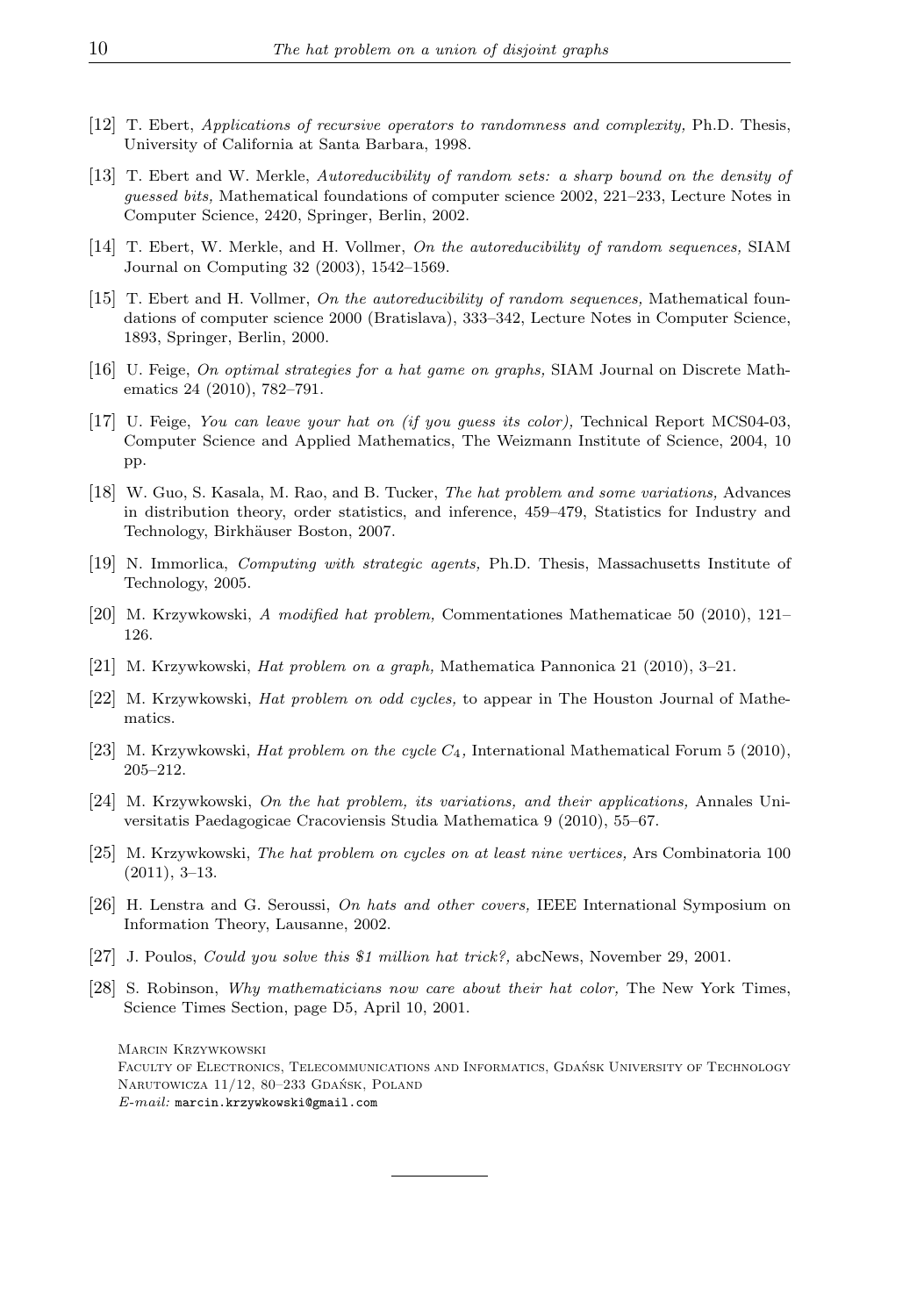[12] T. Ebert, *Applications of recursive operators to randomness and complexity,* Ph.D. Thesis, University of California at Santa Barbara, 1998.

[13] T. Ebert and W. Merkle, *Autoreducibility of random sets: a sharp bound on the density of guessed bits,* Mathematical foundations of computer science 2002, 221–233, Lecture Notes in Computer Science, 2420, Springer, Berlin, 2002.

[14] T. Ebert, W. Merkle, and H. Vollmer, *On the autoreducibility of random sequences,* SIAM Journal on Computing 32 (2003), 1542–1569.

[15] T. Ebert and H. Vollmer, *On the autoreducibility of random sequences,* Mathematical foundations of computer science 2000 (Bratislava), 333–342, Lecture Notes in Computer Science, 1893, Springer, Berlin, 2000.

[16] U. Feige, *On optimal strategies for a hat game on graphs,* SIAM Journal on Discrete Mathematics 24 (2010), 782–791.

[17] U. Feige, *You can leave your hat on (if you guess its color),* Technical Report MCS04-03, Computer Science and Applied Mathematics, The Weizmann Institute of Science, 2004, 10 pp.

[18] W. Guo, S. Kasala, M. Rao, and B. Tucker, *The hat problem and some variations,* Advances in distribution theory, order statistics, and inference, 459–479, Statistics for Industry and Technology, Birkhäuser Boston, 2007.

[19] N. Immorlica, *Computing with strategic agents,* Ph.D. Thesis, Massachusetts Institute of Technology, 2005.

[20] M. Krzywkowski, *A modified hat problem,* Commentationes Mathematicae 50 (2010), 121–126.

[21] M. Krzywkowski, *Hat problem on a graph,* Mathematica Pannonica 21 (2010), 3–21.

[22] M. Krzywkowski, *Hat problem on odd cycles,* to appear in The Houston Journal of Mathematics.

[23] M. Krzywkowski, *Hat problem on the cycle $C_4$,* International Mathematical Forum 5 (2010), 205–212.

[24] M. Krzywkowski, *On the hat problem, its variations, and their applications,* Annales Universitatis Paedagogicae Cracoviensis Studia Mathematica 9 (2010), 55–67.

[25] M. Krzywkowski, *The hat problem on cycles on at least nine vertices,* Ars Combinatoria 100 (2011), 3–13.

[26] H. Lenstra and G. Seroussi, *On hats and other covers,* IEEE International Symposium on Information Theory, Lausanne, 2002.

[27] J. Poulos, *Could you solve this $1 million hat trick?,* abcNews, November 29, 2001.

[28] S. Robinson, *Why mathematicians now care about their hat color,* The New York Times, Science Times Section, page D5, April 10, 2001.

Marcin Krzywkowski
Faculty of Electronics, Telecommunications and Informatics, Gdańsk University of Technology
Narutowicza 11/12, 80–233 Gdańsk, Poland
*E-mail:* marcin.krzywkowski@gmail.com